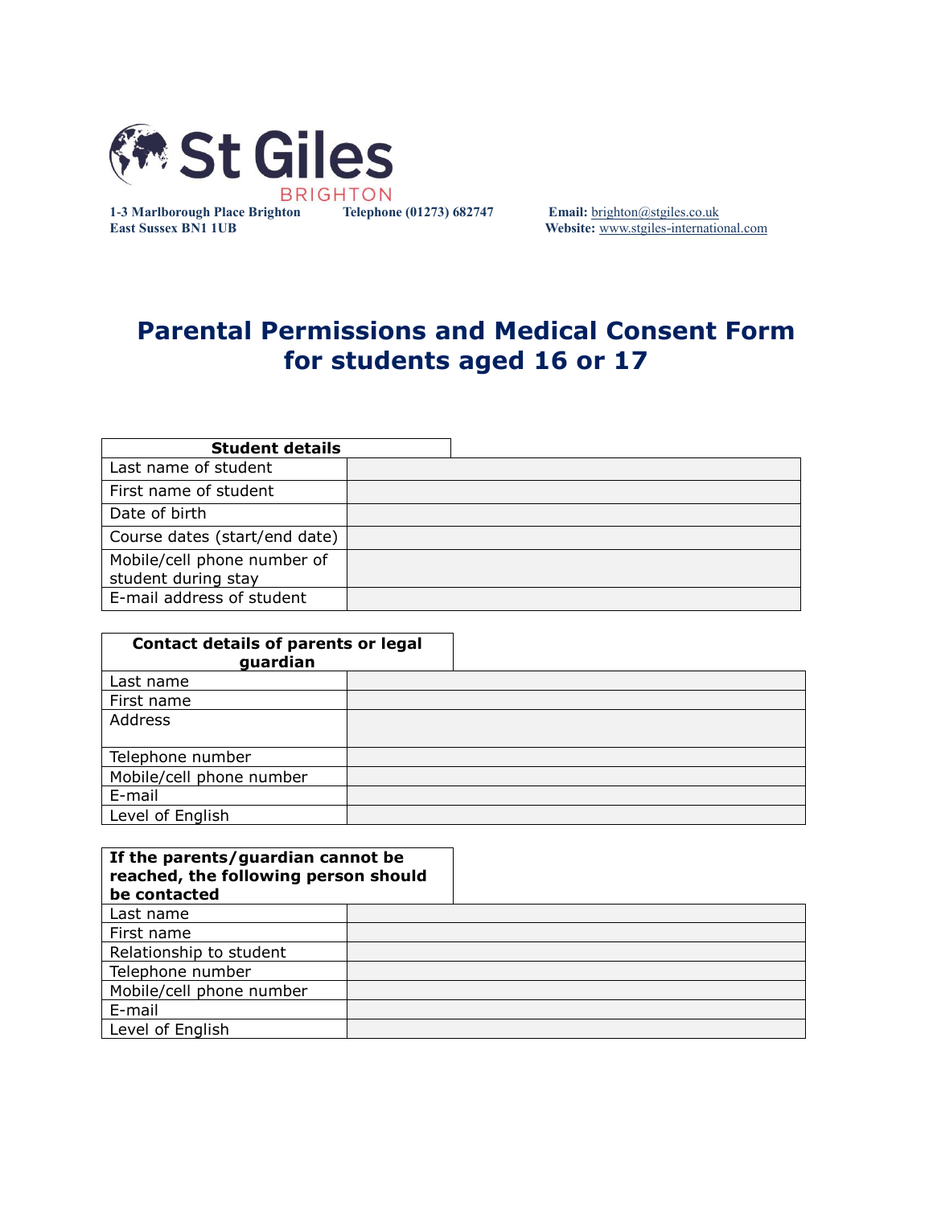St Giles
BRIGHTON

**1-3 Marlborough Place Brighton**
**East Sussex BN1 1UB**

**Telephone (01273) 682747**

**Email:** brighton@stgiles.co.uk
**Website:** www.stgiles-international.com

# Parental Permissions and Medical Consent Form for students aged 16 or 17

| **Student details** | |
|---|---|
| Last name of student | |
| First name of student | |
| Date of birth | |
| Course dates (start/end date) | |
| Mobile/cell phone number of student during stay | |
| E-mail address of student | |

| **Contact details of parents or legal guardian** | |
|---|---|
| Last name | |
| First name | |
| Address | |
| Telephone number | |
| Mobile/cell phone number | |
| E-mail | |
| Level of English | |

| **If the parents/guardian cannot be reached, the following person should be contacted** | |
|---|---|
| Last name | |
| First name | |
| Relationship to student | |
| Telephone number | |
| Mobile/cell phone number | |
| E-mail | |
| Level of English | |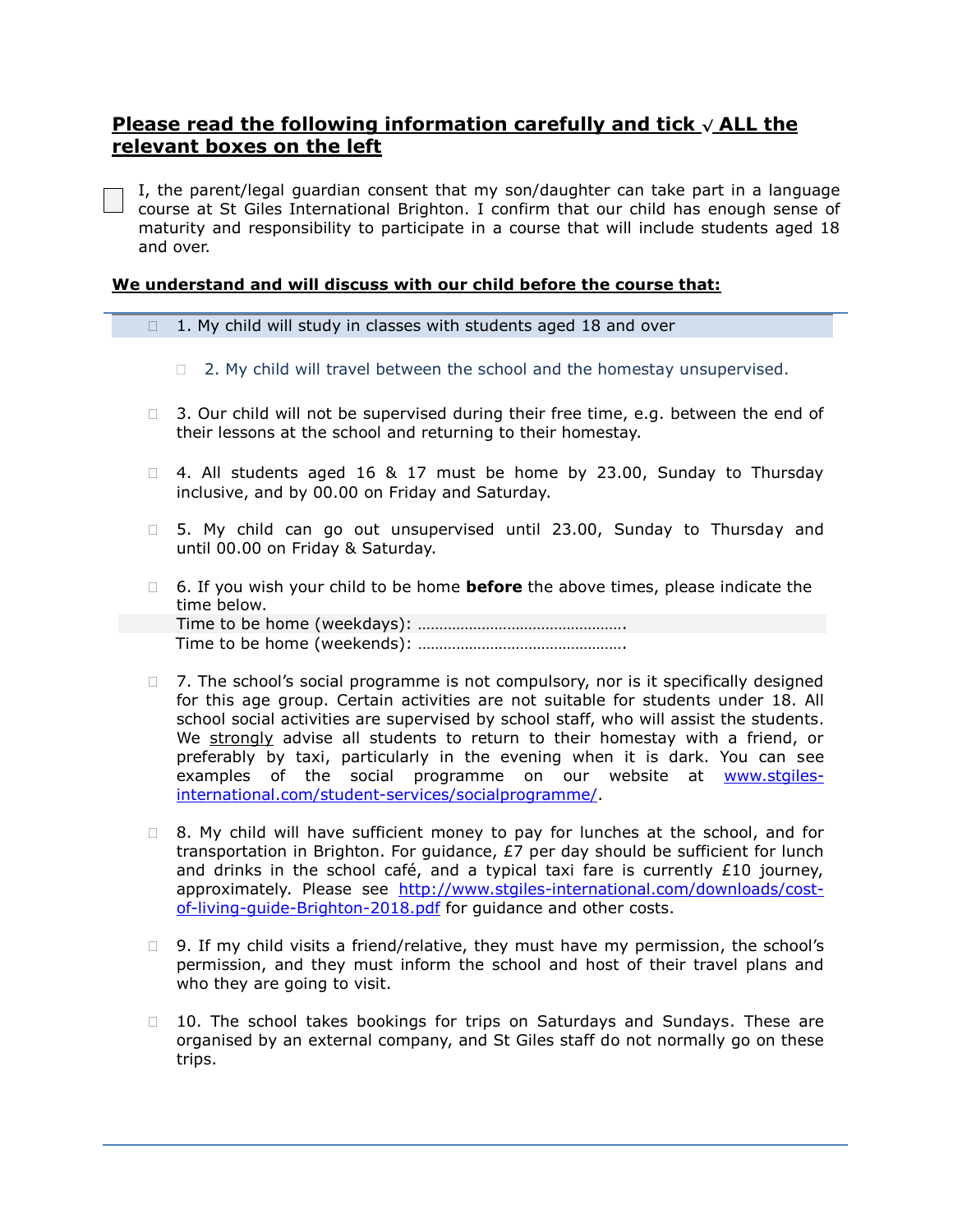**Please read the following information carefully and tick √ ALL the relevant boxes on the left**

☐ I, the parent/legal guardian consent that my son/daughter can take part in a language course at St Giles International Brighton. I confirm that our child has enough sense of maturity and responsibility to participate in a course that will include students aged 18 and over.

**We understand and will discuss with our child before the course that:**

☐ 1. My child will study in classes with students aged 18 and over

☐ 2. My child will travel between the school and the homestay unsupervised.

☐ 3. Our child will not be supervised during their free time, e.g. between the end of their lessons at the school and returning to their homestay.

☐ 4. All students aged 16 & 17 must be home by 23.00, Sunday to Thursday inclusive, and by 00.00 on Friday and Saturday.

☐ 5. My child can go out unsupervised until 23.00, Sunday to Thursday and until 00.00 on Friday & Saturday.

☐ 6. If you wish your child to be home **before** the above times, please indicate the time below.
Time to be home (weekdays): ………………………………………….
Time to be home (weekends): ………………………………………….

☐ 7. The school's social programme is not compulsory, nor is it specifically designed for this age group. Certain activities are not suitable for students under 18. All school social activities are supervised by school staff, who will assist the students. We strongly advise all students to return to their homestay with a friend, or preferably by taxi, particularly in the evening when it is dark. You can see examples of the social programme on our website at www.stgiles-international.com/student-services/socialprogramme/.

☐ 8. My child will have sufficient money to pay for lunches at the school, and for transportation in Brighton. For guidance, £7 per day should be sufficient for lunch and drinks in the school café, and a typical taxi fare is currently £10 journey, approximately. Please see http://www.stgiles-international.com/downloads/cost-of-living-guide-Brighton-2018.pdf for guidance and other costs.

☐ 9. If my child visits a friend/relative, they must have my permission, the school's permission, and they must inform the school and host of their travel plans and who they are going to visit.

☐ 10. The school takes bookings for trips on Saturdays and Sundays. These are organised by an external company, and St Giles staff do not normally go on these trips.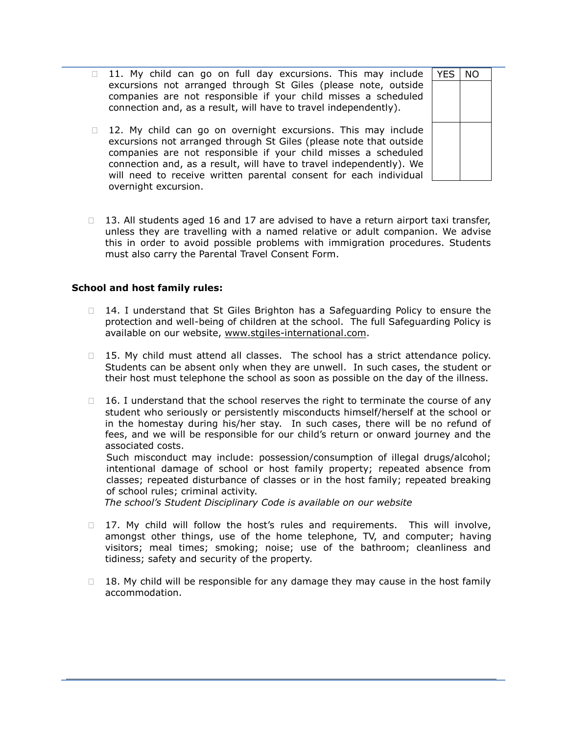| | YES | NO |
|---|---|---|
| ☐ 11. My child can go on full day excursions. This may include excursions not arranged through St Giles (please note, outside companies are not responsible if your child misses a scheduled connection and, as a result, will have to travel independently). | | |
| ☐ 12. My child can go on overnight excursions. This may include excursions not arranged through St Giles (please note that outside companies are not responsible if your child misses a scheduled connection and, as a result, will have to travel independently). We will need to receive written parental consent for each individual overnight excursion. | | |

☐ 13. All students aged 16 and 17 are advised to have a return airport taxi transfer, unless they are travelling with a named relative or adult companion. We advise this in order to avoid possible problems with immigration procedures. Students must also carry the Parental Travel Consent Form.

**School and host family rules:**

☐ 14. I understand that St Giles Brighton has a Safeguarding Policy to ensure the protection and well-being of children at the school. The full Safeguarding Policy is available on our website, www.stgiles-international.com.

☐ 15. My child must attend all classes. The school has a strict attendance policy. Students can be absent only when they are unwell. In such cases, the student or their host must telephone the school as soon as possible on the day of the illness.

☐ 16. I understand that the school reserves the right to terminate the course of any student who seriously or persistently misconducts himself/herself at the school or in the homestay during his/her stay. In such cases, there will be no refund of fees, and we will be responsible for our child's return or onward journey and the associated costs.

Such misconduct may include: possession/consumption of illegal drugs/alcohol; intentional damage of school or host family property; repeated absence from classes; repeated disturbance of classes or in the host family; repeated breaking of school rules; criminal activity.

*The school's Student Disciplinary Code is available on our website*

☐ 17. My child will follow the host's rules and requirements. This will involve, amongst other things, use of the home telephone, TV, and computer; having visitors; meal times; smoking; noise; use of the bathroom; cleanliness and tidiness; safety and security of the property.

☐ 18. My child will be responsible for any damage they may cause in the host family accommodation.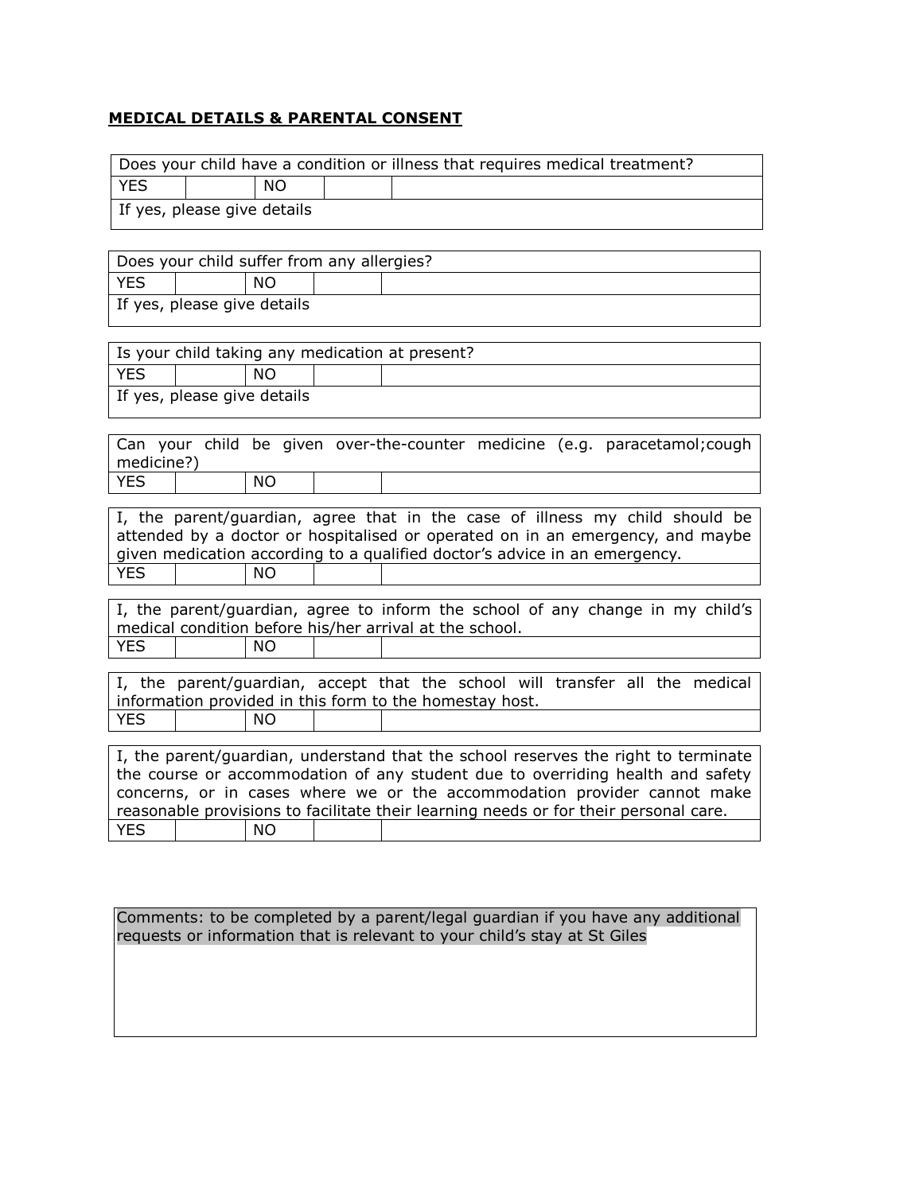**MEDICAL DETAILS & PARENTAL CONSENT**

| Does your child have a condition or illness that requires medical treatment? | | | | |
|---|---|---|---|---|
| YES | | NO | | |
| If yes, please give details | | | | |

| Does your child suffer from any allergies? | | | | |
|---|---|---|---|---|
| YES | | NO | | |
| If yes, please give details | | | | |

| Is your child taking any medication at present? | | | | |
|---|---|---|---|---|
| YES | | NO | | |
| If yes, please give details | | | | |

| Can your child be given over-the-counter medicine (e.g. paracetamol;cough medicine?) | | | | |
|---|---|---|---|---|
| YES | | NO | | |

| I, the parent/guardian, agree that in the case of illness my child should be attended by a doctor or hospitalised or operated on in an emergency, and maybe given medication according to a qualified doctor's advice in an emergency. | | | | |
|---|---|---|---|---|
| YES | | NO | | |

| I, the parent/guardian, agree to inform the school of any change in my child's medical condition before his/her arrival at the school. | | | | |
|---|---|---|---|---|
| YES | | NO | | |

| I, the parent/guardian, accept that the school will transfer all the medical information provided in this form to the homestay host. | | | | |
|---|---|---|---|---|
| YES | | NO | | |

| I, the parent/guardian, understand that the school reserves the right to terminate the course or accommodation of any student due to overriding health and safety concerns, or in cases where we or the accommodation provider cannot make reasonable provisions to facilitate their learning needs or for their personal care. | | | | |
|---|---|---|---|---|
| YES | | NO | | |

| Comments: to be completed by a parent/legal guardian if you have any additional requests or information that is relevant to your child's stay at St Giles |
|---|
| |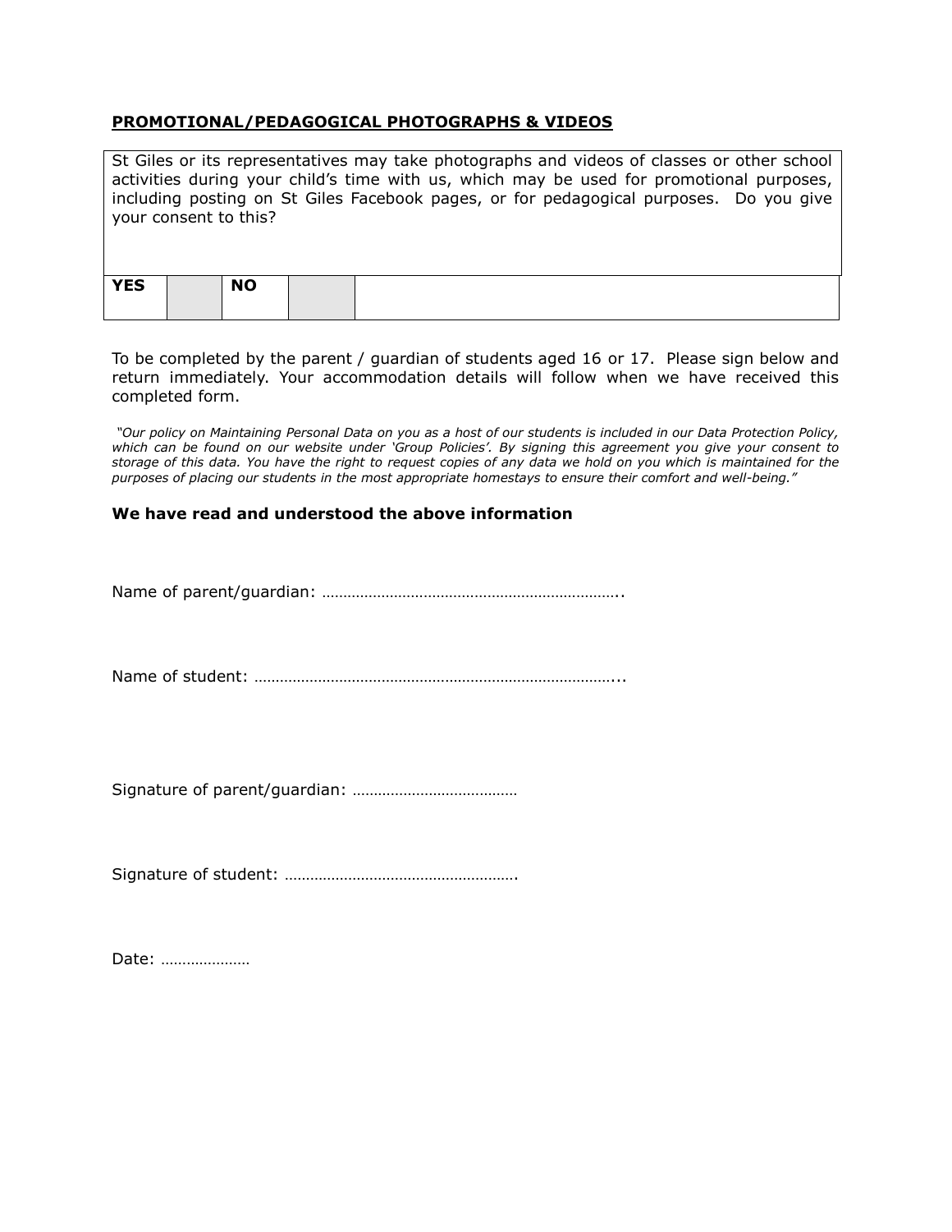**PROMOTIONAL/PEDAGOGICAL PHOTOGRAPHS & VIDEOS**

St Giles or its representatives may take photographs and videos of classes or other school activities during your child's time with us, which may be used for promotional purposes, including posting on St Giles Facebook pages, or for pedagogical purposes. Do you give your consent to this?

| | | | | |
|---|---|---|---|---|
| **YES** | | **NO** | | |

To be completed by the parent / guardian of students aged 16 or 17. Please sign below and return immediately. Your accommodation details will follow when we have received this completed form.

*"Our policy on Maintaining Personal Data on you as a host of our students is included in our Data Protection Policy, which can be found on our website under 'Group Policies'. By signing this agreement you give your consent to storage of this data. You have the right to request copies of any data we hold on you which is maintained for the purposes of placing our students in the most appropriate homestays to ensure their comfort and well-being."*

**We have read and understood the above information**

Name of parent/guardian: ……………………………………………………………..

Name of student: …………………………………………………………………………...

Signature of parent/guardian: ………………………………

Signature of student: ……………………………………………….

Date: …………………